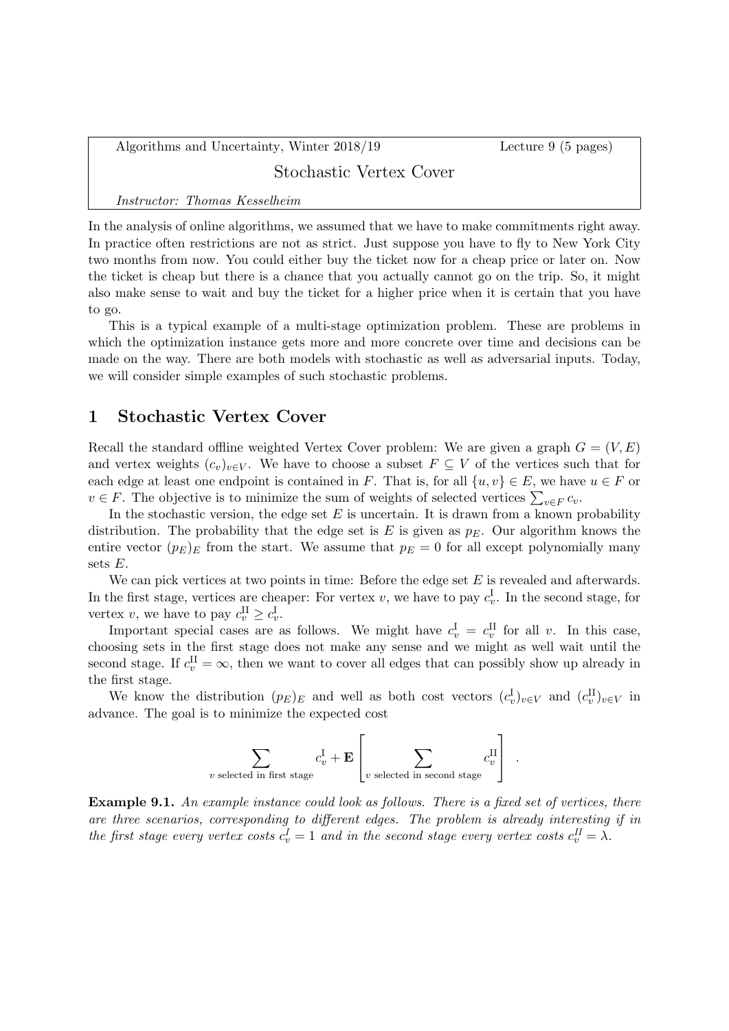Algorithms and Uncertainty, Winter 2018/19 — Lecture 9 (5 pages)

# Stochastic Vertex Cover

*Instructor: Thomas Kesselheim*

In the analysis of online algorithms, we assumed that we have to make commitments right away. In practice often restrictions are not as strict. Just suppose you have to fly to New York City two months from now. You could either buy the ticket now for a cheap price or later on. Now the ticket is cheap but there is a chance that you actually cannot go on the trip. So, it might also make sense to wait and buy the ticket for a higher price when it is certain that you have to go.

This is a typical example of a multi-stage optimization problem. These are problems in which the optimization instance gets more and more concrete over time and decisions can be made on the way. There are both models with stochastic as well as adversarial inputs. Today, we will consider simple examples of such stochastic problems.

## 1 Stochastic Vertex Cover

Recall the standard offline weighted Vertex Cover problem: We are given a graph $G = (V, E)$ and vertex weights $(c_v)_{v \in V}$. We have to choose a subset $F \subseteq V$ of the vertices such that for each edge at least one endpoint is contained in $F$. That is, for all $\{u, v\} \in E$, we have $u \in F$ or $v \in F$. The objective is to minimize the sum of weights of selected vertices $\sum_{v \in F} c_v$.

In the stochastic version, the edge set $E$ is uncertain. It is drawn from a known probability distribution. The probability that the edge set is $E$ is given as $p_E$. Our algorithm knows the entire vector $(p_E)_E$ from the start. We assume that $p_E = 0$ for all except polynomially many sets $E$.

We can pick vertices at two points in time: Before the edge set $E$ is revealed and afterwards. In the first stage, vertices are cheaper: For vertex $v$, we have to pay $c_v^{\mathrm{I}}$. In the second stage, for vertex $v$, we have to pay $c_v^{\mathrm{II}} \geq c_v^{\mathrm{I}}$.

Important special cases are as follows. We might have $c_v^{\mathrm{I}} = c_v^{\mathrm{II}}$ for all $v$. In this case, choosing sets in the first stage does not make any sense and we might as well wait until the second stage. If $c_v^{\mathrm{II}} = \infty$, then we want to cover all edges that can possibly show up already in the first stage.

We know the distribution $(p_E)_E$ and well as both cost vectors $(c_v^{\mathrm{I}})_{v \in V}$ and $(c_v^{\mathrm{II}})_{v \in V}$ in advance. The goal is to minimize the expected cost

$$\sum_{v \text{ selected in first stage}} c_v^{\mathrm{I}} + \mathbf{E}\left[ \sum_{v \text{ selected in second stage}} c_v^{\mathrm{II}} \right] .$$

**Example 9.1.** *An example instance could look as follows. There is a fixed set of vertices, there are three scenarios, corresponding to different edges. The problem is already interesting if in the first stage every vertex costs $c_v^{I} = 1$ and in the second stage every vertex costs $c_v^{II} = \lambda$.*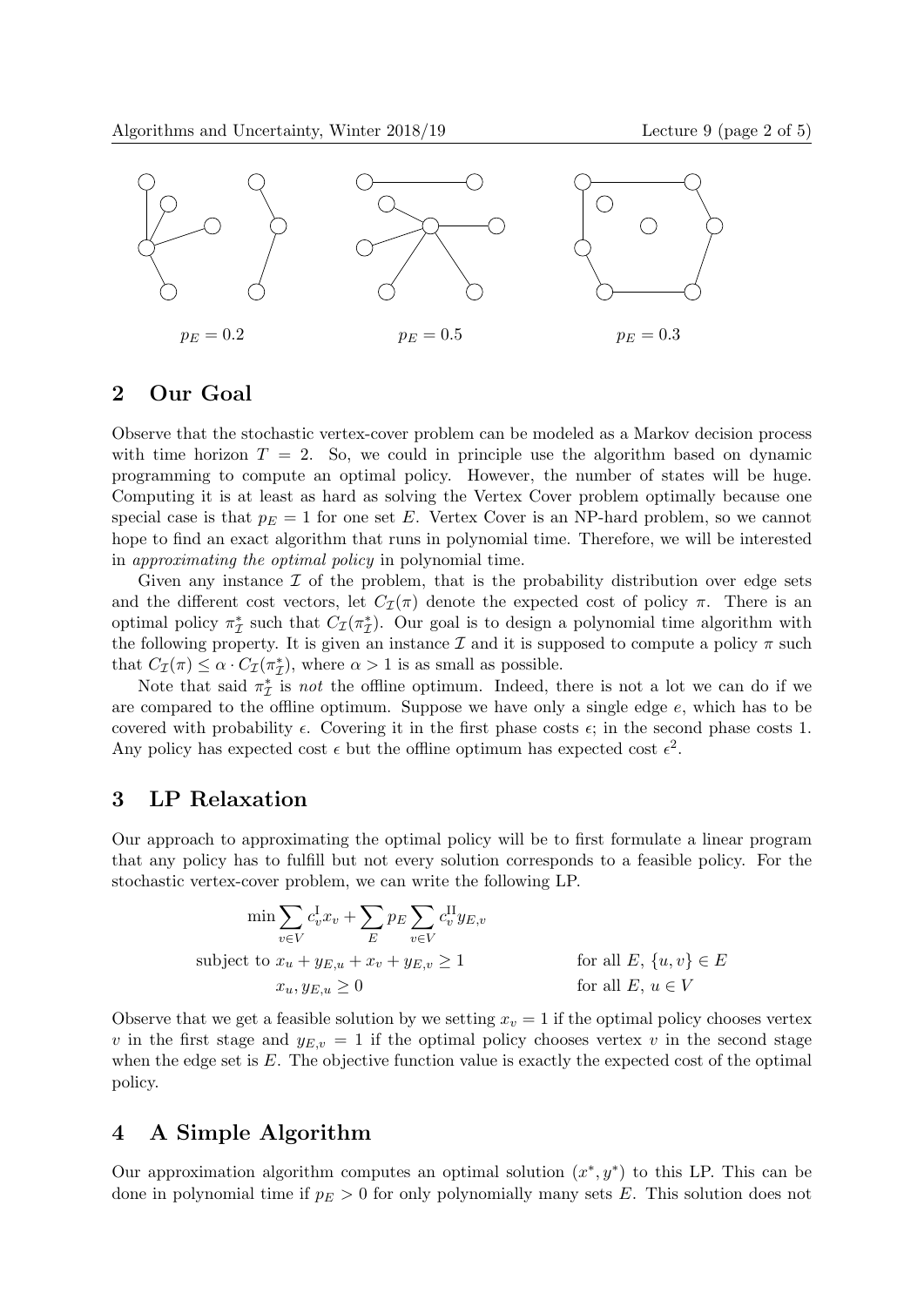$p_E = 0.2$ $p_E = 0.5$ $p_E = 0.3$

## 2 Our Goal

Observe that the stochastic vertex-cover problem can be modeled as a Markov decision process with time horizon $T = 2$. So, we could in principle use the algorithm based on dynamic programming to compute an optimal policy. However, the number of states will be huge. Computing it is at least as hard as solving the Vertex Cover problem optimally because one special case is that $p_E = 1$ for one set $E$. Vertex Cover is an NP-hard problem, so we cannot hope to find an exact algorithm that runs in polynomial time. Therefore, we will be interested in *approximating the optimal policy* in polynomial time.

Given any instance $\mathcal{I}$ of the problem, that is the probability distribution over edge sets and the different cost vectors, let $C_{\mathcal{I}}(\pi)$ denote the expected cost of policy $\pi$. There is an optimal policy $\pi^*_{\mathcal{I}}$ such that $C_{\mathcal{I}}(\pi^*_{\mathcal{I}})$. Our goal is to design a polynomial time algorithm with the following property. It is given an instance $\mathcal{I}$ and it is supposed to compute a policy $\pi$ such that $C_{\mathcal{I}}(\pi) \leq \alpha \cdot C_{\mathcal{I}}(\pi^*_{\mathcal{I}})$, where $\alpha > 1$ is as small as possible.

Note that said $\pi^*_{\mathcal{I}}$ is *not* the offline optimum. Indeed, there is not a lot we can do if we are compared to the offline optimum. Suppose we have only a single edge $e$, which has to be covered with probability $\epsilon$. Covering it in the first phase costs $\epsilon$; in the second phase costs 1. Any policy has expected cost $\epsilon$ but the offline optimum has expected cost $\epsilon^2$.

## 3 LP Relaxation

Our approach to approximating the optimal policy will be to first formulate a linear program that any policy has to fulfill but not every solution corresponds to a feasible policy. For the stochastic vertex-cover problem, we can write the following LP.

$$
\begin{aligned}
\min \sum_{v \in V} c^{\mathrm{I}}_v x_v + \sum_E p_E \sum_{v \in V} c^{\mathrm{II}}_v y_{E,v} & \\
\text{subject to } x_u + y_{E,u} + x_v + y_{E,v} \geq 1 & \qquad \text{for all } E,\ \{u,v\} \in E \\
x_u, y_{E,u} \geq 0 & \qquad \text{for all } E,\ u \in V
\end{aligned}
$$

Observe that we get a feasible solution by we setting $x_v = 1$ if the optimal policy chooses vertex $v$ in the first stage and $y_{E,v} = 1$ if the optimal policy chooses vertex $v$ in the second stage when the edge set is $E$. The objective function value is exactly the expected cost of the optimal policy.

## 4 A Simple Algorithm

Our approximation algorithm computes an optimal solution $(x^*, y^*)$ to this LP. This can be done in polynomial time if $p_E > 0$ for only polynomially many sets $E$. This solution does not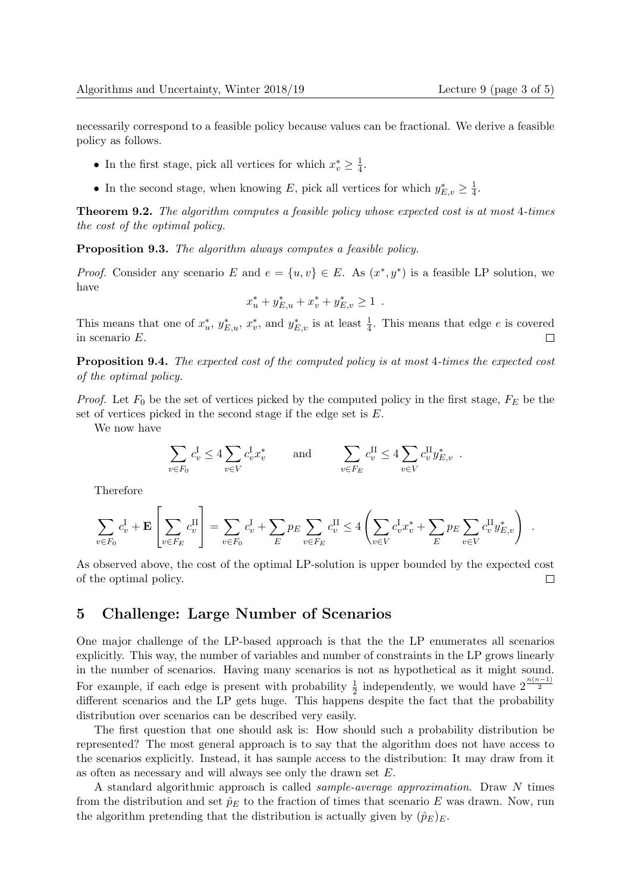necessarily correspond to a feasible policy because values can be fractional. We derive a feasible policy as follows.

- In the first stage, pick all vertices for which $x^*_v \geq \frac{1}{4}$.
- In the second stage, when knowing $E$, pick all vertices for which $y^*_{E,v} \geq \frac{1}{4}$.

**Theorem 9.2.** *The algorithm computes a feasible policy whose expected cost is at most 4-times the cost of the optimal policy.*

**Proposition 9.3.** *The algorithm always computes a feasible policy.*

*Proof.* Consider any scenario $E$ and $e = \{u, v\} \in E$. As $(x^*, y^*)$ is a feasible LP solution, we have

$$x^*_u + y^*_{E,u} + x^*_v + y^*_{E,v} \geq 1 \ .$$

This means that one of $x^*_u$, $y^*_{E,u}$, $x^*_v$, and $y^*_{E,v}$ is at least $\frac{1}{4}$. This means that edge $e$ is covered in scenario $E$. □

**Proposition 9.4.** *The expected cost of the computed policy is at most 4-times the expected cost of the optimal policy.*

*Proof.* Let $F_0$ be the set of vertices picked by the computed policy in the first stage, $F_E$ be the set of vertices picked in the second stage if the edge set is $E$.

We now have

$$\sum_{v \in F_0} c^{\mathrm{I}}_v \leq 4 \sum_{v \in V} c^{\mathrm{I}}_v x^*_v \qquad \text{and} \qquad \sum_{v \in F_E} c^{\mathrm{II}}_v \leq 4 \sum_{v \in V} c^{\mathrm{II}}_v y^*_{E,v} \ .$$

Therefore

$$\sum_{v \in F_0} c^{\mathrm{I}}_v + \mathbf{E}\left[\sum_{v \in F_E} c^{\mathrm{II}}_v\right] = \sum_{v \in F_0} c^{\mathrm{I}}_v + \sum_E p_E \sum_{v \in F_E} c^{\mathrm{II}}_v \leq 4 \left( \sum_{v \in V} c^{\mathrm{I}}_v x^*_v + \sum_E p_E \sum_{v \in V} c^{\mathrm{II}}_v y^*_{E,v} \right) \ .$$

As observed above, the cost of the optimal LP-solution is upper bounded by the expected cost of the optimal policy. □

## 5 Challenge: Large Number of Scenarios

One major challenge of the LP-based approach is that the the LP enumerates all scenarios explicitly. This way, the number of variables and number of constraints in the LP grows linearly in the number of scenarios. Having many scenarios is not as hypothetical as it might sound. For example, if each edge is present with probability $\frac{1}{2}$ independently, we would have $2^{\frac{n(n-1)}{2}}$ different scenarios and the LP gets huge. This happens despite the fact that the probability distribution over scenarios can be described very easily.

The first question that one should ask is: How should such a probability distribution be represented? The most general approach is to say that the algorithm does not have access to the scenarios explicitly. Instead, it has sample access to the distribution: It may draw from it as often as necessary and will always see only the drawn set $E$.

A standard algorithmic approach is called *sample-average approximation*. Draw $N$ times from the distribution and set $\hat{p}_E$ to the fraction of times that scenario $E$ was drawn. Now, run the algorithm pretending that the distribution is actually given by $(\hat{p}_E)_E$.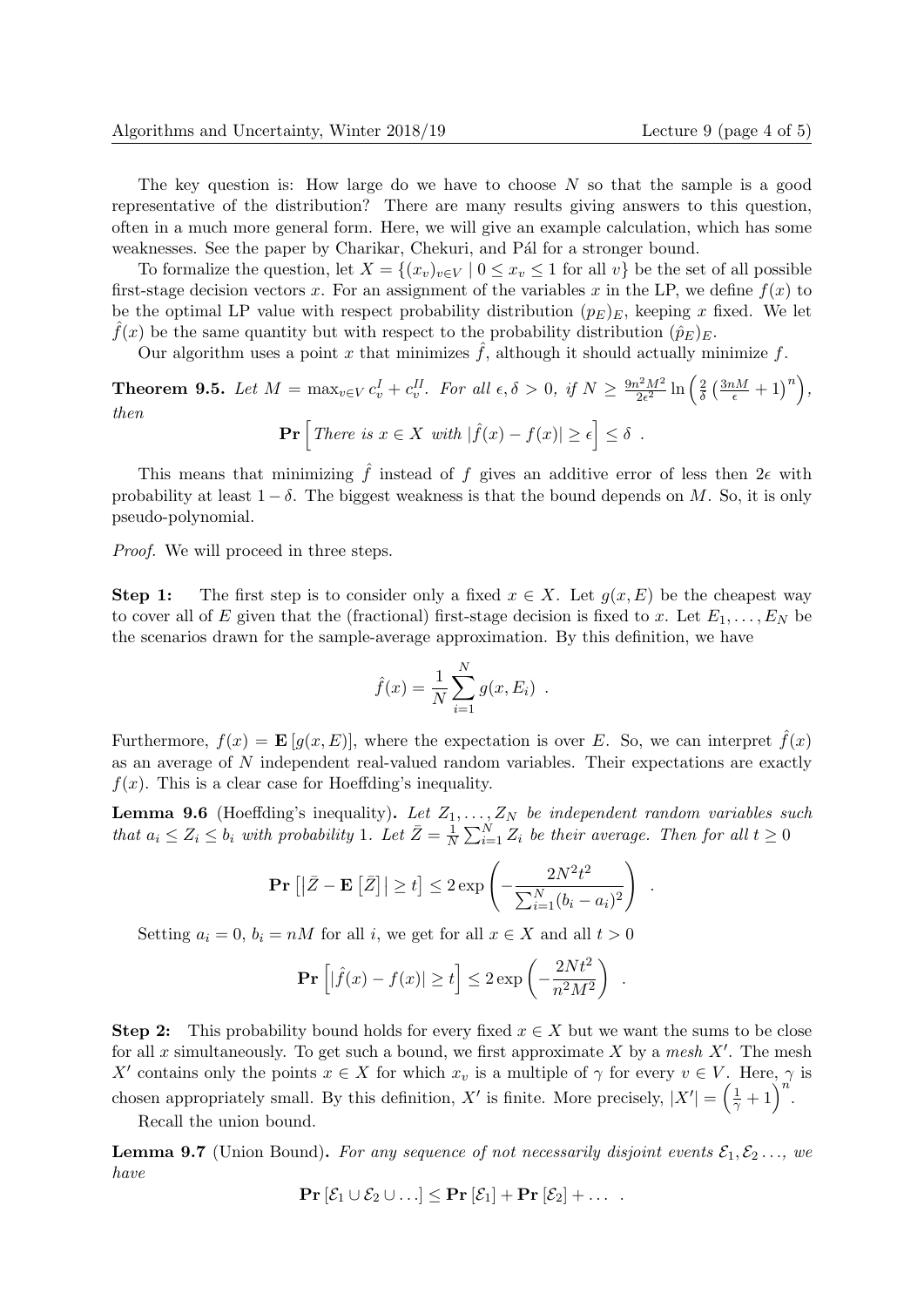The key question is: How large do we have to choose $N$ so that the sample is a good representative of the distribution? There are many results giving answers to this question, often in a much more general form. Here, we will give an example calculation, which has some weaknesses. See the paper by Charikar, Chekuri, and Pál for a stronger bound.

To formalize the question, let $X = \{(x_v)_{v \in V} \mid 0 \leq x_v \leq 1 \text{ for all } v\}$ be the set of all possible first-stage decision vectors $x$. For an assignment of the variables $x$ in the LP, we define $f(x)$ to be the optimal LP value with respect probability distribution $(p_E)_E$, keeping $x$ fixed. We let $\hat{f}(x)$ be the same quantity but with respect to the probability distribution $(\hat{p}_E)_E$.

Our algorithm uses a point $x$ that minimizes $\hat{f}$, although it should actually minimize $f$.

**Theorem 9.5.** *Let $M = \max_{v \in V} c_v^I + c_v^{II}$. For all $\epsilon, \delta > 0$, if $N \geq \frac{9n^2M^2}{2\epsilon^2} \ln\left(\frac{2}{\delta}\left(\frac{3nM}{\epsilon} + 1\right)^n\right)$, then*

$$\mathbf{Pr}\left[\text{There is } x \in X \text{ with } |\hat{f}(x) - f(x)| \geq \epsilon\right] \leq \delta \enspace .$$

This means that minimizing $\hat{f}$ instead of $f$ gives an additive error of less then $2\epsilon$ with probability at least $1 - \delta$. The biggest weakness is that the bound depends on $M$. So, it is only pseudo-polynomial.

*Proof.* We will proceed in three steps.

**Step 1:** The first step is to consider only a fixed $x \in X$. Let $g(x, E)$ be the cheapest way to cover all of $E$ given that the (fractional) first-stage decision is fixed to $x$. Let $E_1, \ldots, E_N$ be the scenarios drawn for the sample-average approximation. By this definition, we have

$$\hat{f}(x) = \frac{1}{N}\sum_{i=1}^{N} g(x, E_i) \enspace .$$

Furthermore, $f(x) = \mathbf{E}\left[g(x, E)\right]$, where the expectation is over $E$. So, we can interpret $\hat{f}(x)$ as an average of $N$ independent real-valued random variables. Their expectations are exactly $f(x)$. This is a clear case for Hoeffding's inequality.

**Lemma 9.6** (Hoeffding's inequality)**.** *Let $Z_1, \ldots, Z_N$ be independent random variables such that $a_i \leq Z_i \leq b_i$ with probability 1. Let $\bar{Z} = \frac{1}{N}\sum_{i=1}^{N} Z_i$ be their average. Then for all $t \geq 0$*

$$\mathbf{Pr}\left[\left|\bar{Z} - \mathbf{E}\left[\bar{Z}\right]\right| \geq t\right] \leq 2\exp\left(-\frac{2N^2t^2}{\sum_{i=1}^{N}(b_i - a_i)^2}\right) \enspace .$$

Setting $a_i = 0$, $b_i = nM$ for all $i$, we get for all $x \in X$ and all $t > 0$

$$\mathbf{Pr}\left[\left|\hat{f}(x) - f(x)\right| \geq t\right] \leq 2\exp\left(-\frac{2Nt^2}{n^2M^2}\right) \enspace .$$

**Step 2:** This probability bound holds for every fixed $x \in X$ but we want the sums to be close for all $x$ simultaneously. To get such a bound, we first approximate $X$ by a *mesh* $X'$. The mesh $X'$ contains only the points $x \in X$ for which $x_v$ is a multiple of $\gamma$ for every $v \in V$. Here, $\gamma$ is chosen appropriately small. By this definition, $X'$ is finite. More precisely, $|X'| = \left(\frac{1}{\gamma} + 1\right)^n$.

Recall the union bound.

**Lemma 9.7** (Union Bound)**.** *For any sequence of not necessarily disjoint events $\mathcal{E}_1, \mathcal{E}_2 \ldots$, we have*

$$\mathbf{Pr}\left[\mathcal{E}_1 \cup \mathcal{E}_2 \cup \ldots\right] \leq \mathbf{Pr}\left[\mathcal{E}_1\right] + \mathbf{Pr}\left[\mathcal{E}_2\right] + \ldots \enspace .$$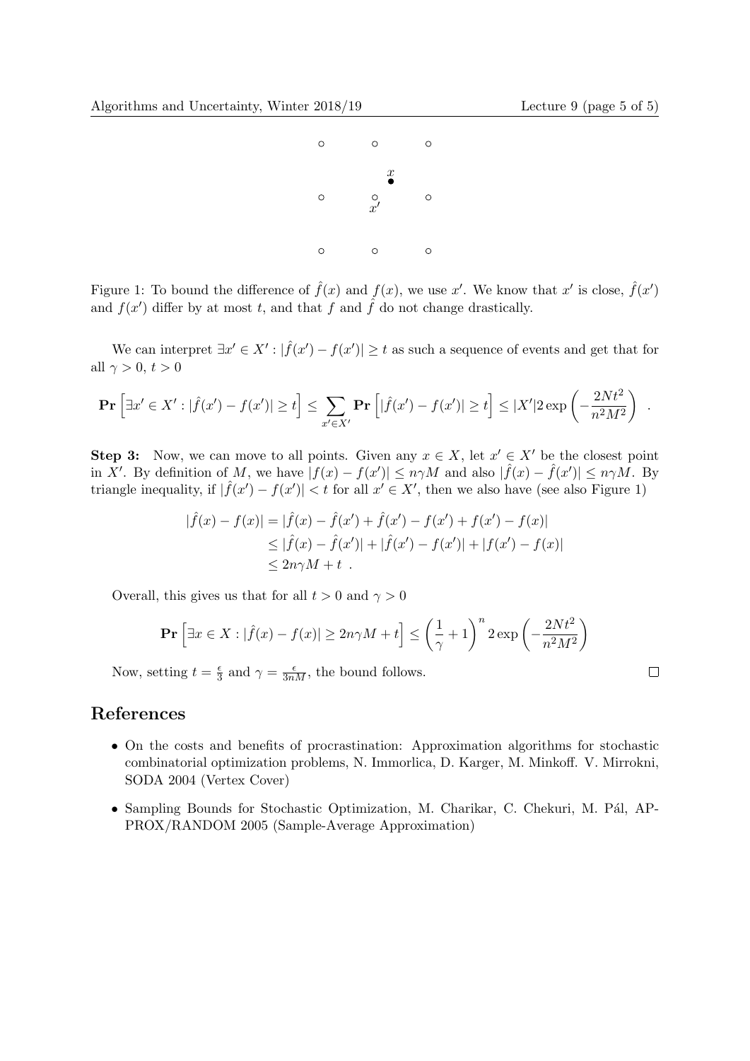Figure 1: To bound the difference of $\hat{f}(x)$ and $f(x)$, we use $x'$. We know that $x'$ is close, $\hat{f}(x')$ and $f(x')$ differ by at most $t$, and that $f$ and $\hat{f}$ do not change drastically.

We can interpret $\exists x' \in X' : |\hat{f}(x') - f(x')| \geq t$ as such a sequence of events and get that for all $\gamma > 0$, $t > 0$

$$\mathbf{Pr}\left[\exists x' \in X' : |\hat{f}(x') - f(x')| \geq t\right] \leq \sum_{x' \in X'} \mathbf{Pr}\left[|\hat{f}(x') - f(x')| \geq t\right] \leq |X'| 2 \exp\left(-\frac{2Nt^2}{n^2 M^2}\right) .$$

**Step 3:** Now, we can move to all points. Given any $x \in X$, let $x' \in X'$ be the closest point in $X'$. By definition of $M$, we have $|f(x) - f(x')| \leq n\gamma M$ and also $|\hat{f}(x) - \hat{f}(x')| \leq n\gamma M$. By triangle inequality, if $|\hat{f}(x') - f(x')| < t$ for all $x' \in X'$, then we also have (see also Figure 1)

$$\begin{aligned}
|\hat{f}(x) - f(x)| &= |\hat{f}(x) - \hat{f}(x') + \hat{f}(x') - f(x') + f(x') - f(x)| \\
&\leq |\hat{f}(x) - \hat{f}(x')| + |\hat{f}(x') - f(x')| + |f(x') - f(x)| \\
&\leq 2n\gamma M + t \ .
\end{aligned}$$

Overall, this gives us that for all $t > 0$ and $\gamma > 0$

$$\mathbf{Pr}\left[\exists x \in X : |\hat{f}(x) - f(x)| \geq 2n\gamma M + t\right] \leq \left(\frac{1}{\gamma} + 1\right)^n 2 \exp\left(-\frac{2Nt^2}{n^2 M^2}\right)$$

Now, setting $t = \frac{\epsilon}{3}$ and $\gamma = \frac{\epsilon}{3nM}$, the bound follows. □

## References

- On the costs and benefits of procrastination: Approximation algorithms for stochastic combinatorial optimization problems, N. Immorlica, D. Karger, M. Minkoff. V. Mirrokni, SODA 2004 (Vertex Cover)
- Sampling Bounds for Stochastic Optimization, M. Charikar, C. Chekuri, M. Pál, APPROX/RANDOM 2005 (Sample-Average Approximation)